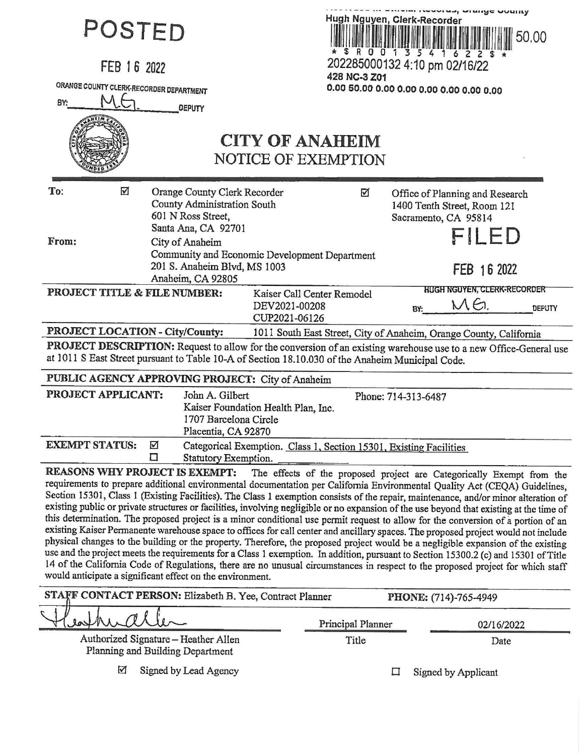POSTED

FEB 16 2022

ORANGE COUNTY CLERK-RECORDER DEPARTMENT

BY: M.G. DEPUTY

Recorded in Official Records, Orange County
Hugh Nguyen, Clerk-Recorder

50.00

* $ R 0 0 1 3 5 4 1 6 2 2 $ *

202285000132 4:10 pm 02/16/22

428 NC-3 Z01

0.00 50.00 0.00 0.00 0.00 0.00 0.00 0.00

# CITY OF ANAHEIM
## NOTICE OF EXEMPTION

**To:** ☑ Orange County Clerk Recorder
County Administration South
601 N Ross Street,
Santa Ana, CA 92701

☑ Office of Planning and Research
1400 Tenth Street, Room 121
Sacramento, CA 95814

FILED

FEB 16 2022

HUGH NGUYEN, CLERK-RECORDER

BY: M.G. DEPUTY

**From:** City of Anaheim
Community and Economic Development Department
201 S. Anaheim Blvd, MS 1003
Anaheim, CA 92805

**PROJECT TITLE & FILE NUMBER:** Kaiser Call Center Remodel
DEV2021-00208
CUP2021-06126

**PROJECT LOCATION - City/County:** 1011 South East Street, City of Anaheim, Orange County, California

**PROJECT DESCRIPTION:** Request to allow for the conversion of an existing warehouse use to a new Office-General use at 1011 S East Street pursuant to Table 10-A of Section 18.10.030 of the Anaheim Municipal Code.

**PUBLIC AGENCY APPROVING PROJECT:** City of Anaheim

**PROJECT APPLICANT:** John A. Gilbert
Kaiser Foundation Health Plan, Inc.
1707 Barcelona Circle
Placentia, CA 92870

Phone: 714-313-6487

**EXEMPT STATUS:**
☑ Categorical Exemption. Class 1, Section 15301, Existing Facilities
☐ Statutory Exemption.

**REASONS WHY PROJECT IS EXEMPT:** The effects of the proposed project are Categorically Exempt from the requirements to prepare additional environmental documentation per California Environmental Quality Act (CEQA) Guidelines, Section 15301, Class 1 (Existing Facilities). The Class 1 exemption consists of the repair, maintenance, and/or minor alteration of existing public or private structures or facilities, involving negligible or no expansion of the use beyond that existing at the time of this determination. The proposed project is a minor conditional use permit request to allow for the conversion of a portion of an existing Kaiser Permanente warehouse space to offices for call center and ancillary spaces. The proposed project would not include physical changes to the building or the property. Therefore, the proposed project would be a negligible expansion of the existing use and the project meets the requirements for a Class 1 exemption. In addition, pursuant to Section 15300.2 (c) and 15301 of Title 14 of the California Code of Regulations, there are no unusual circumstances in respect to the proposed project for which staff would anticipate a significant effect on the environment.

**STAFF CONTACT PERSON:** Elizabeth B. Yee, Contract Planner **PHONE:** (714)-765-4949

| Heather Allen (signature) | Principal Planner | 02/16/2022 |
|---|---|---|
| Authorized Signature – Heather Allen<br>Planning and Building Department | Title | Date |

☑ Signed by Lead Agency ☐ Signed by Applicant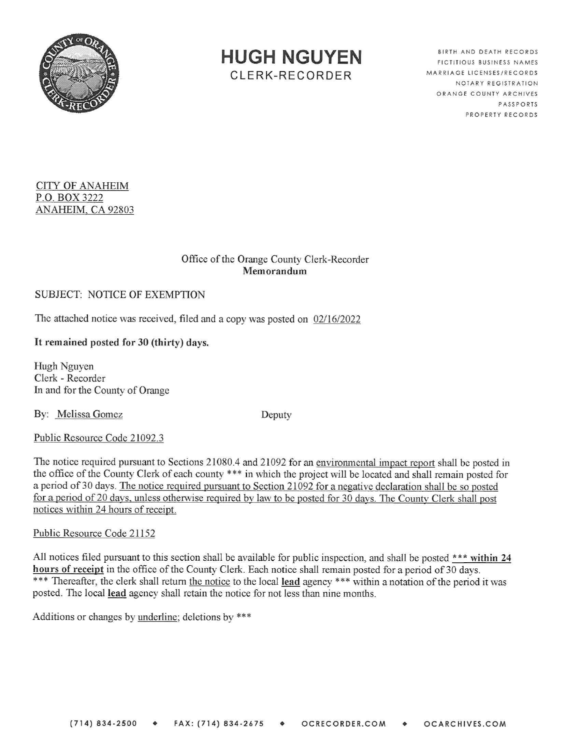# HUGH NGUYEN

CLERK-RECORDER

BIRTH AND DEATH RECORDS
FICTITIOUS BUSINESS NAMES
MARRIAGE LICENSES/RECORDS
NOTARY REGISTRATION
ORANGE COUNTY ARCHIVES
PASSPORTS
PROPERTY RECORDS

<u>CITY OF ANAHEIM</u>
<u>P.O. BOX 3222</u>
<u>ANAHEIM, CA 92803</u>

Office of the Orange County Clerk-Recorder
**Memorandum**

SUBJECT: NOTICE OF EXEMPTION

The attached notice was received, filed and a copy was posted on <u>02/16/2022</u>

**It remained posted for 30 (thirty) days.**

Hugh Nguyen
Clerk - Recorder
In and for the County of Orange

By: <u>Melissa Gomez</u> Deputy

<u>Public Resource Code 21092.3</u>

The notice required pursuant to Sections 21080.4 and 21092 for an <u>environmental impact report</u> shall be posted in the office of the County Clerk of each county *** in which the project will be located and shall remain posted for a period of 30 days. <u>The notice required pursuant to Section 21092 for a negative declaration shall be so posted for a period of 20 days, unless otherwise required by law to be posted for 30 days. The County Clerk shall post notices within 24 hours of receipt.</u>

<u>Public Resource Code 21152</u>

All notices filed pursuant to this section shall be available for public inspection, and shall be posted <u>**\*\*\* within 24 hours of receipt**</u> in the office of the County Clerk. Each notice shall remain posted for a period of 30 days. *** Thereafter, the clerk shall return <u>the notice</u> to the local <u>**lead**</u> agency *** within a notation of the period it was posted. The local <u>**lead**</u> agency shall retain the notice for not less than nine months.

Additions or changes by <u>underline</u>; deletions by ***

(714) 834-2500 ◆ FAX: (714) 834-2675 ◆ OCRECORDER.COM ◆ OCARCHIVES.COM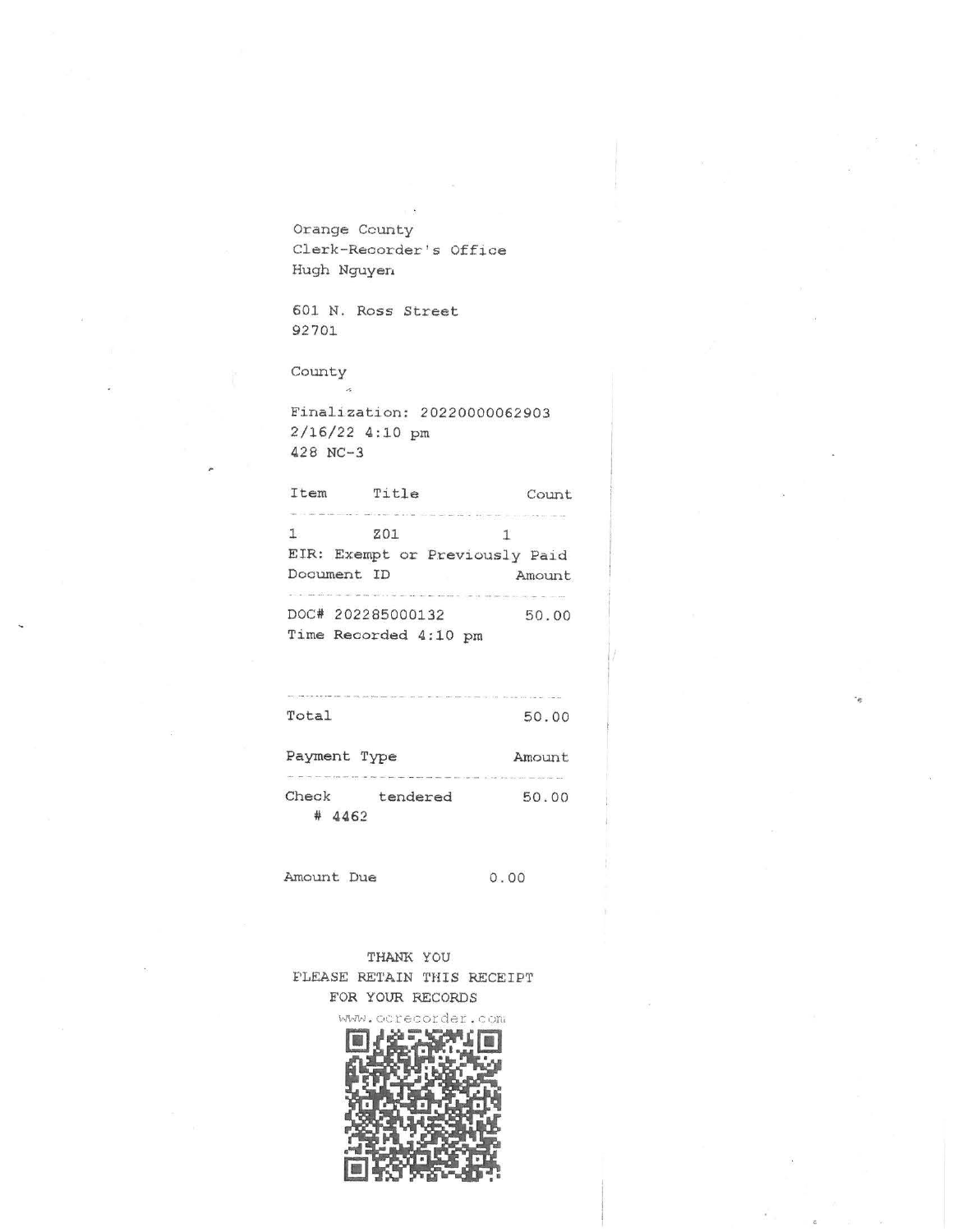Orange County
Clerk-Recorder's Office
Hugh Nguyen

601 N. Ross Street
92701

County

Finalization: 20220000062903
2/16/22 4:10 pm
428 NC-3

| Item | Title | Count |
|---|---|---|
| 1 | Z01 | 1 |

EIR: Exempt or Previously Paid

| Document ID | Amount |
|---|---|
| DOC# 202285000132 | 50.00 |

Time Recorded 4:10 pm

| | |
|---|---|
| Total | 50.00 |

| Payment Type | | Amount |
|---|---|---|
| Check # 4462 | tendered | 50.00 |

Amount Due 0.00

THANK YOU
PLEASE RETAIN THIS RECEIPT
FOR YOUR RECORDS
www.ocrecorder.com